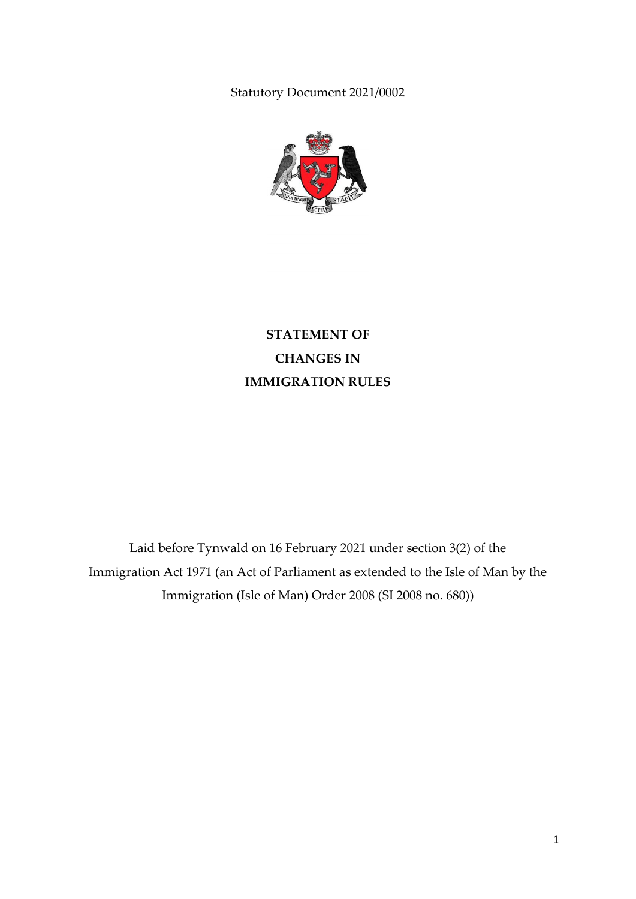Statutory Document 2021/0002

# STATEMENT OF CHANGES IN IMMIGRATION RULES

Laid before Tynwald on 16 February 2021 under section 3(2) of the Immigration Act 1971 (an Act of Parliament as extended to the Isle of Man by the Immigration (Isle of Man) Order 2008 (SI 2008 no. 680))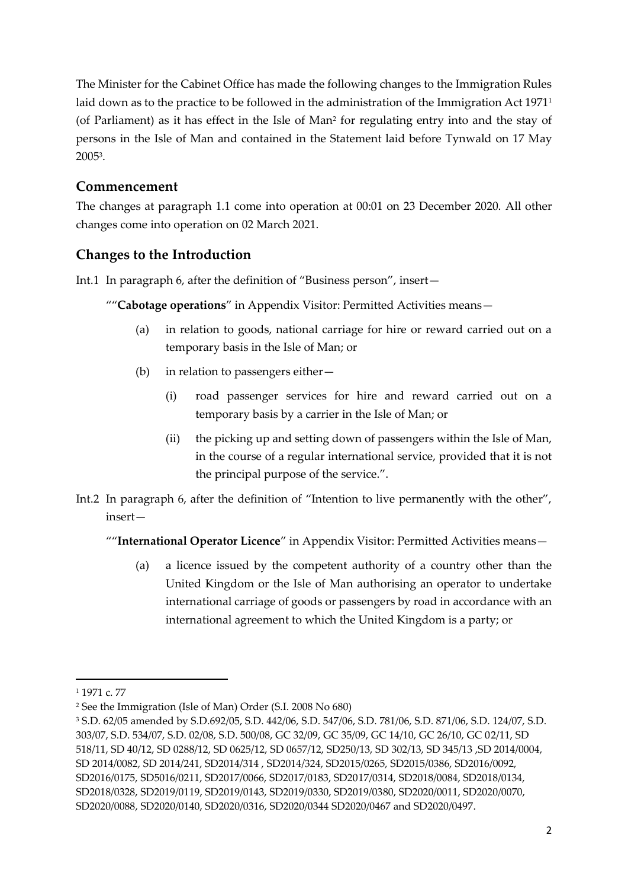The Minister for the Cabinet Office has made the following changes to the Immigration Rules laid down as to the practice to be followed in the administration of the Immigration Act 1971[1] (of Parliament) as it has effect in the Isle of Man[2] for regulating entry into and the stay of persons in the Isle of Man and contained in the Statement laid before Tynwald on 17 May 2005[3].

## Commencement

The changes at paragraph 1.1 come into operation at 00:01 on 23 December 2020. All other changes come into operation on 02 March 2021.

## Changes to the Introduction

Int.1 In paragraph 6, after the definition of "Business person", insert—

""**Cabotage operations**" in Appendix Visitor: Permitted Activities means—

(a) in relation to goods, national carriage for hire or reward carried out on a temporary basis in the Isle of Man; or

(b) in relation to passengers either—

(i) road passenger services for hire and reward carried out on a temporary basis by a carrier in the Isle of Man; or

(ii) the picking up and setting down of passengers within the Isle of Man, in the course of a regular international service, provided that it is not the principal purpose of the service.".

Int.2 In paragraph 6, after the definition of "Intention to live permanently with the other", insert—

""**International Operator Licence**" in Appendix Visitor: Permitted Activities means—

(a) a licence issued by the competent authority of a country other than the United Kingdom or the Isle of Man authorising an operator to undertake international carriage of goods or passengers by road in accordance with an international agreement to which the United Kingdom is a party; or

---

[1] 1971 c. 77

[2] See the Immigration (Isle of Man) Order (S.I. 2008 No 680)

[3] S.D. 62/05 amended by S.D.692/05, S.D. 442/06, S.D. 547/06, S.D. 781/06, S.D. 871/06, S.D. 124/07, S.D. 303/07, S.D. 534/07, S.D. 02/08, S.D. 500/08, GC 32/09, GC 35/09, GC 14/10, GC 26/10, GC 02/11, SD 518/11, SD 40/12, SD 0288/12, SD 0625/12, SD 0657/12, SD250/13, SD 302/13, SD 345/13 ,SD 2014/0004, SD 2014/0082, SD 2014/241, SD2014/314 , SD2014/324, SD2015/0265, SD2015/0386, SD2016/0092, SD2016/0175, SD5016/0211, SD2017/0066, SD2017/0183, SD2017/0314, SD2018/0084, SD2018/0134, SD2018/0328, SD2019/0119, SD2019/0143, SD2019/0330, SD2019/0380, SD2020/0011, SD2020/0070, SD2020/0088, SD2020/0140, SD2020/0316, SD2020/0344 SD2020/0467 and SD2020/0497.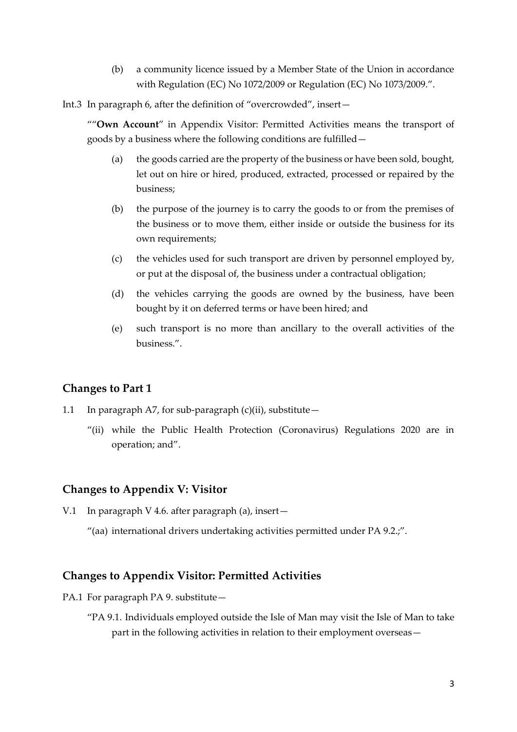(b) a community licence issued by a Member State of the Union in accordance with Regulation (EC) No 1072/2009 or Regulation (EC) No 1073/2009.".

Int.3 In paragraph 6, after the definition of "overcrowded", insert—

""**Own Account**" in Appendix Visitor: Permitted Activities means the transport of goods by a business where the following conditions are fulfilled—

(a) the goods carried are the property of the business or have been sold, bought, let out on hire or hired, produced, extracted, processed or repaired by the business;

(b) the purpose of the journey is to carry the goods to or from the premises of the business or to move them, either inside or outside the business for its own requirements;

(c) the vehicles used for such transport are driven by personnel employed by, or put at the disposal of, the business under a contractual obligation;

(d) the vehicles carrying the goods are owned by the business, have been bought by it on deferred terms or have been hired; and

(e) such transport is no more than ancillary to the overall activities of the business.".

## Changes to Part 1

1.1 In paragraph A7, for sub-paragraph (c)(ii), substitute—

"(ii) while the Public Health Protection (Coronavirus) Regulations 2020 are in operation; and".

## Changes to Appendix V: Visitor

V.1 In paragraph V 4.6. after paragraph (a), insert—

"(aa) international drivers undertaking activities permitted under PA 9.2.;".

## Changes to Appendix Visitor: Permitted Activities

PA.1 For paragraph PA 9. substitute—

"PA 9.1. Individuals employed outside the Isle of Man may visit the Isle of Man to take part in the following activities in relation to their employment overseas—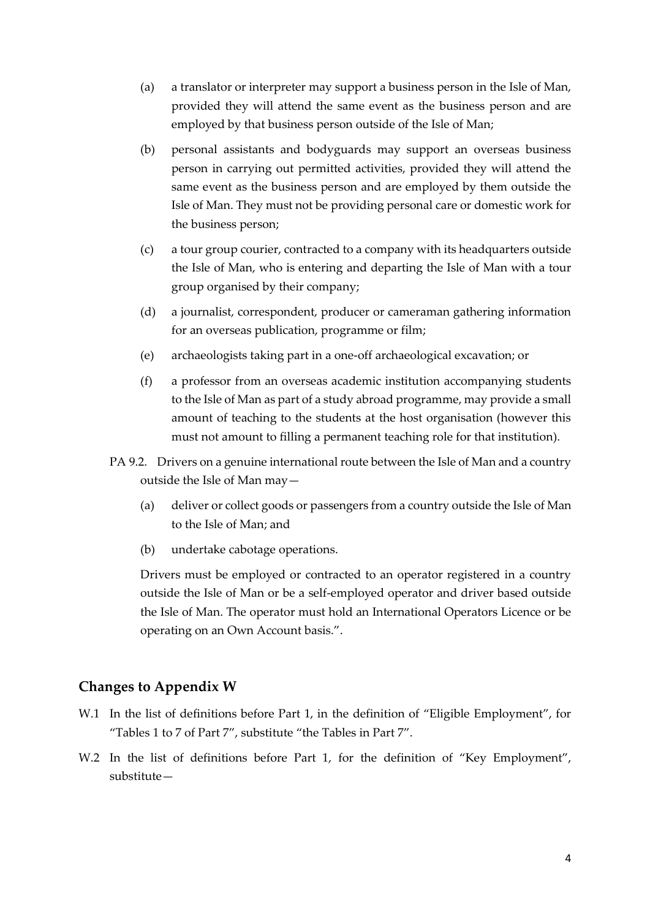(a) a translator or interpreter may support a business person in the Isle of Man, provided they will attend the same event as the business person and are employed by that business person outside of the Isle of Man;

(b) personal assistants and bodyguards may support an overseas business person in carrying out permitted activities, provided they will attend the same event as the business person and are employed by them outside the Isle of Man. They must not be providing personal care or domestic work for the business person;

(c) a tour group courier, contracted to a company with its headquarters outside the Isle of Man, who is entering and departing the Isle of Man with a tour group organised by their company;

(d) a journalist, correspondent, producer or cameraman gathering information for an overseas publication, programme or film;

(e) archaeologists taking part in a one-off archaeological excavation; or

(f) a professor from an overseas academic institution accompanying students to the Isle of Man as part of a study abroad programme, may provide a small amount of teaching to the students at the host organisation (however this must not amount to filling a permanent teaching role for that institution).

PA 9.2. Drivers on a genuine international route between the Isle of Man and a country outside the Isle of Man may—

(a) deliver or collect goods or passengers from a country outside the Isle of Man to the Isle of Man; and

(b) undertake cabotage operations.

Drivers must be employed or contracted to an operator registered in a country outside the Isle of Man or be a self-employed operator and driver based outside the Isle of Man. The operator must hold an International Operators Licence or be operating on an Own Account basis.".

## Changes to Appendix W

W.1 In the list of definitions before Part 1, in the definition of "Eligible Employment", for "Tables 1 to 7 of Part 7", substitute "the Tables in Part 7".

W.2 In the list of definitions before Part 1, for the definition of "Key Employment", substitute—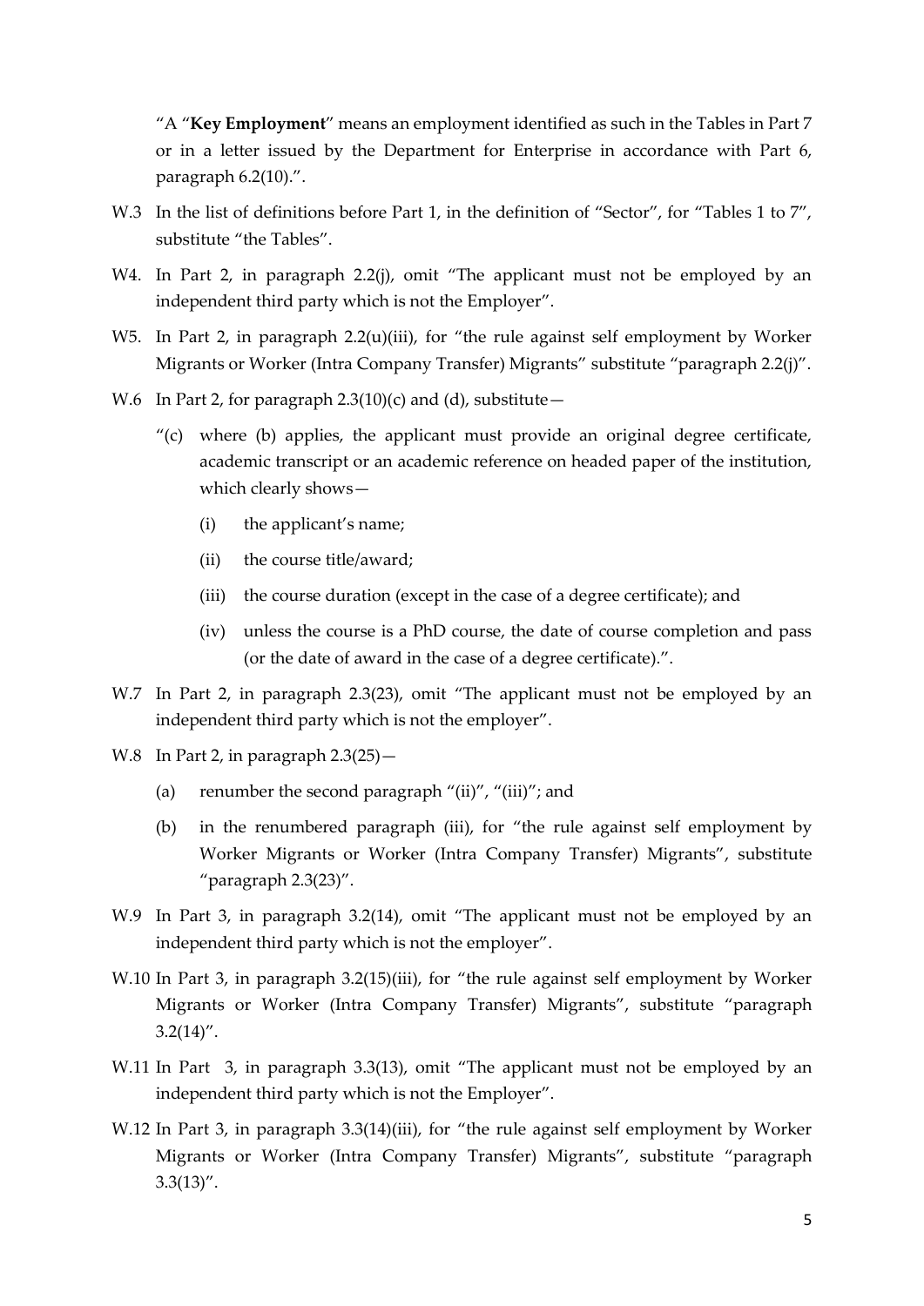"A "**Key Employment**" means an employment identified as such in the Tables in Part 7 or in a letter issued by the Department for Enterprise in accordance with Part 6, paragraph 6.2(10).".

W.3 In the list of definitions before Part 1, in the definition of "Sector", for "Tables 1 to 7", substitute "the Tables".

W4. In Part 2, in paragraph 2.2(j), omit "The applicant must not be employed by an independent third party which is not the Employer".

W5. In Part 2, in paragraph 2.2(u)(iii), for "the rule against self employment by Worker Migrants or Worker (Intra Company Transfer) Migrants" substitute "paragraph 2.2(j)".

W.6 In Part 2, for paragraph 2.3(10)(c) and (d), substitute—

"(c) where (b) applies, the applicant must provide an original degree certificate, academic transcript or an academic reference on headed paper of the institution, which clearly shows—

(i) the applicant's name;

(ii) the course title/award;

(iii) the course duration (except in the case of a degree certificate); and

(iv) unless the course is a PhD course, the date of course completion and pass (or the date of award in the case of a degree certificate).".

W.7 In Part 2, in paragraph 2.3(23), omit "The applicant must not be employed by an independent third party which is not the employer".

W.8 In Part 2, in paragraph 2.3(25)—

(a) renumber the second paragraph "(ii)", "(iii)"; and

(b) in the renumbered paragraph (iii), for "the rule against self employment by Worker Migrants or Worker (Intra Company Transfer) Migrants", substitute "paragraph 2.3(23)".

W.9 In Part 3, in paragraph 3.2(14), omit "The applicant must not be employed by an independent third party which is not the employer".

W.10 In Part 3, in paragraph 3.2(15)(iii), for "the rule against self employment by Worker Migrants or Worker (Intra Company Transfer) Migrants", substitute "paragraph 3.2(14)".

W.11 In Part 3, in paragraph 3.3(13), omit "The applicant must not be employed by an independent third party which is not the Employer".

W.12 In Part 3, in paragraph 3.3(14)(iii), for "the rule against self employment by Worker Migrants or Worker (Intra Company Transfer) Migrants", substitute "paragraph 3.3(13)".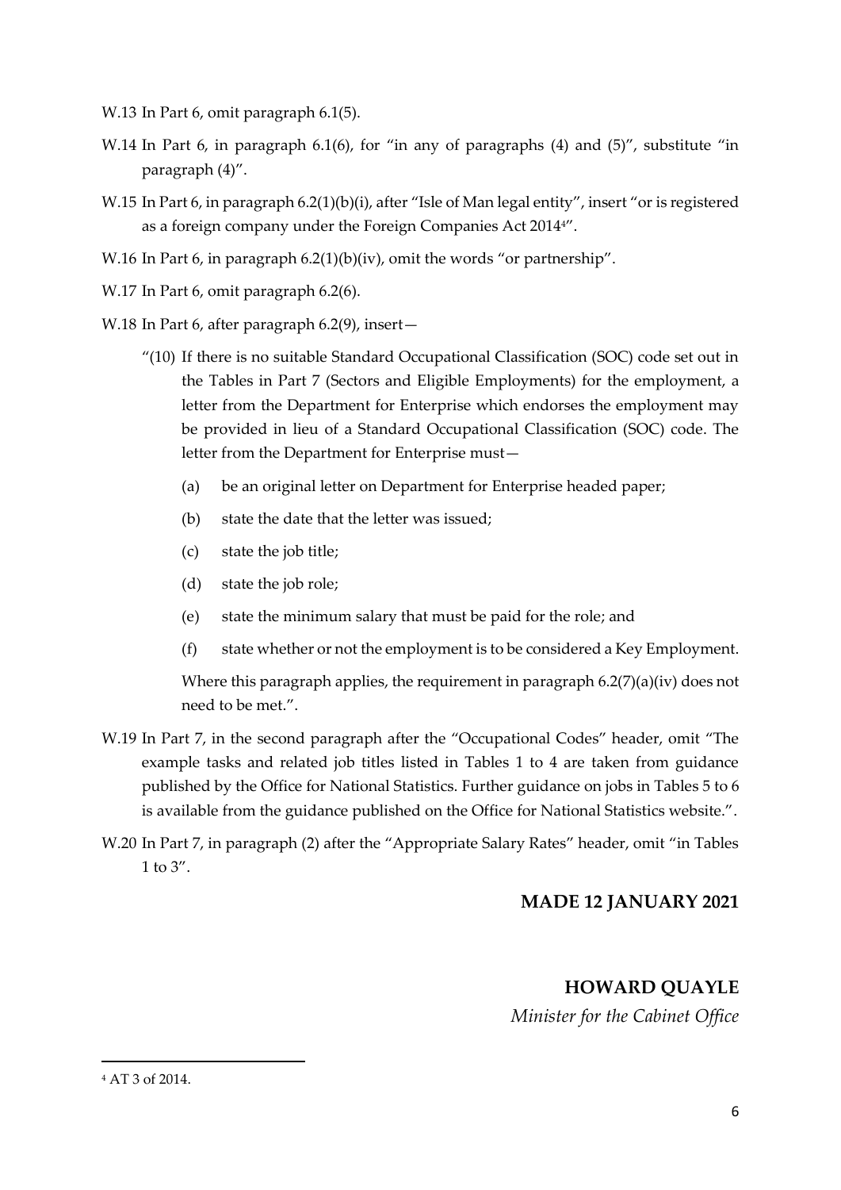W.13 In Part 6, omit paragraph 6.1(5).

W.14 In Part 6, in paragraph 6.1(6), for "in any of paragraphs (4) and (5)", substitute "in paragraph (4)".

W.15 In Part 6, in paragraph 6.2(1)(b)(i), after "Isle of Man legal entity", insert "or is registered as a foreign company under the Foreign Companies Act 2014[4]".

W.16 In Part 6, in paragraph 6.2(1)(b)(iv), omit the words "or partnership".

W.17 In Part 6, omit paragraph 6.2(6).

W.18 In Part 6, after paragraph 6.2(9), insert—

> "(10) If there is no suitable Standard Occupational Classification (SOC) code set out in the Tables in Part 7 (Sectors and Eligible Employments) for the employment, a letter from the Department for Enterprise which endorses the employment may be provided in lieu of a Standard Occupational Classification (SOC) code. The letter from the Department for Enterprise must—
>
> (a) be an original letter on Department for Enterprise headed paper;
>
> (b) state the date that the letter was issued;
>
> (c) state the job title;
>
> (d) state the job role;
>
> (e) state the minimum salary that must be paid for the role; and
>
> (f) state whether or not the employment is to be considered a Key Employment.
>
> Where this paragraph applies, the requirement in paragraph 6.2(7)(a)(iv) does not need to be met.".

W.19 In Part 7, in the second paragraph after the "Occupational Codes" header, omit "The example tasks and related job titles listed in Tables 1 to 4 are taken from guidance published by the Office for National Statistics. Further guidance on jobs in Tables 5 to 6 is available from the guidance published on the Office for National Statistics website.".

W.20 In Part 7, in paragraph (2) after the "Appropriate Salary Rates" header, omit "in Tables 1 to 3".

**MADE 12 JANUARY 2021**

**HOWARD QUAYLE**

*Minister for the Cabinet Office*

---

[4] AT 3 of 2014.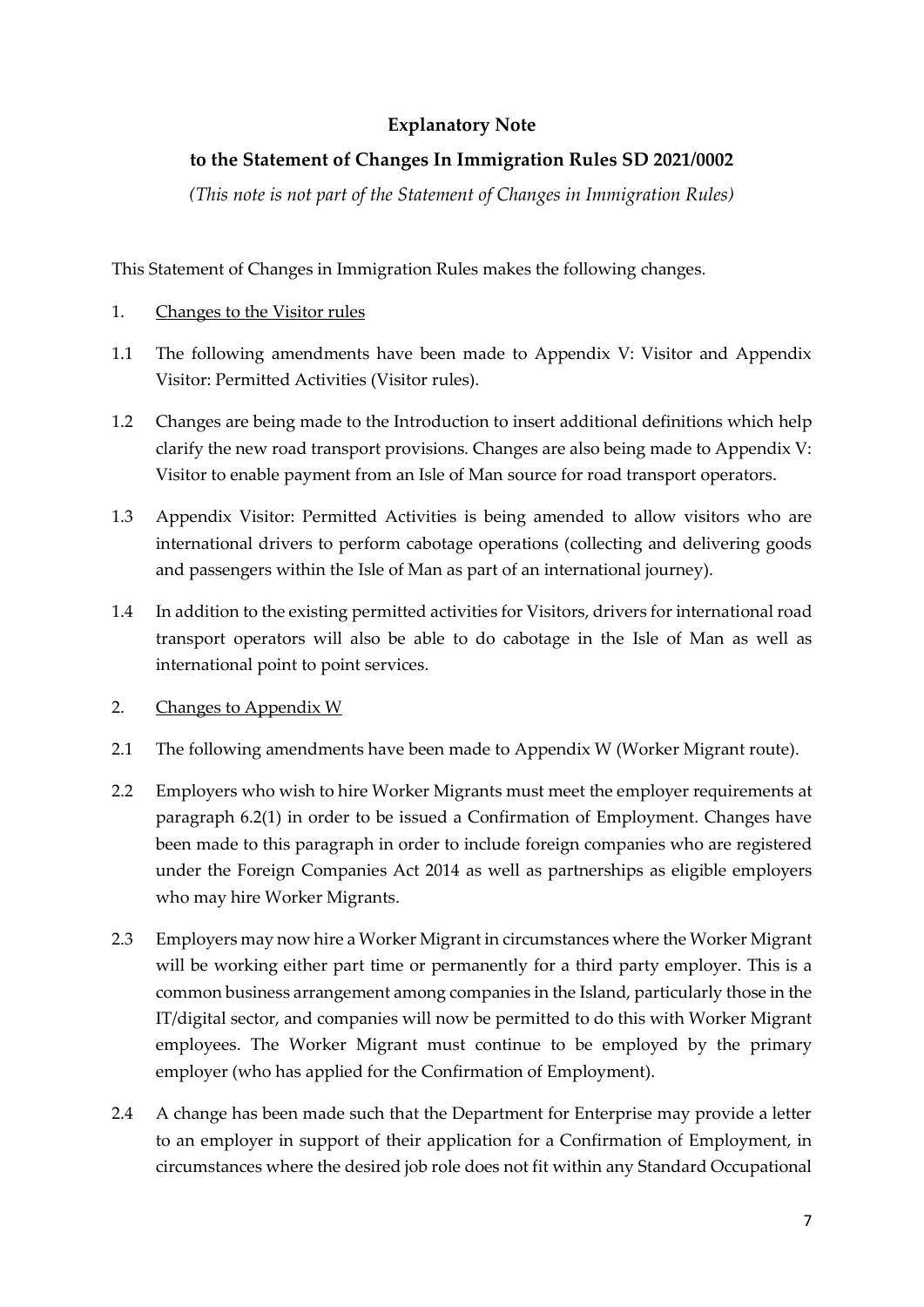**Explanatory Note**

**to the Statement of Changes In Immigration Rules SD 2021/0002**

*(This note is not part of the Statement of Changes in Immigration Rules)*

This Statement of Changes in Immigration Rules makes the following changes.

1. <u>Changes to the Visitor rules</u>

1.1 The following amendments have been made to Appendix V: Visitor and Appendix Visitor: Permitted Activities (Visitor rules).

1.2 Changes are being made to the Introduction to insert additional definitions which help clarify the new road transport provisions. Changes are also being made to Appendix V: Visitor to enable payment from an Isle of Man source for road transport operators.

1.3 Appendix Visitor: Permitted Activities is being amended to allow visitors who are international drivers to perform cabotage operations (collecting and delivering goods and passengers within the Isle of Man as part of an international journey).

1.4 In addition to the existing permitted activities for Visitors, drivers for international road transport operators will also be able to do cabotage in the Isle of Man as well as international point to point services.

2. <u>Changes to Appendix W</u>

2.1 The following amendments have been made to Appendix W (Worker Migrant route).

2.2 Employers who wish to hire Worker Migrants must meet the employer requirements at paragraph 6.2(1) in order to be issued a Confirmation of Employment. Changes have been made to this paragraph in order to include foreign companies who are registered under the Foreign Companies Act 2014 as well as partnerships as eligible employers who may hire Worker Migrants.

2.3 Employers may now hire a Worker Migrant in circumstances where the Worker Migrant will be working either part time or permanently for a third party employer. This is a common business arrangement among companies in the Island, particularly those in the IT/digital sector, and companies will now be permitted to do this with Worker Migrant employees. The Worker Migrant must continue to be employed by the primary employer (who has applied for the Confirmation of Employment).

2.4 A change has been made such that the Department for Enterprise may provide a letter to an employer in support of their application for a Confirmation of Employment, in circumstances where the desired job role does not fit within any Standard Occupational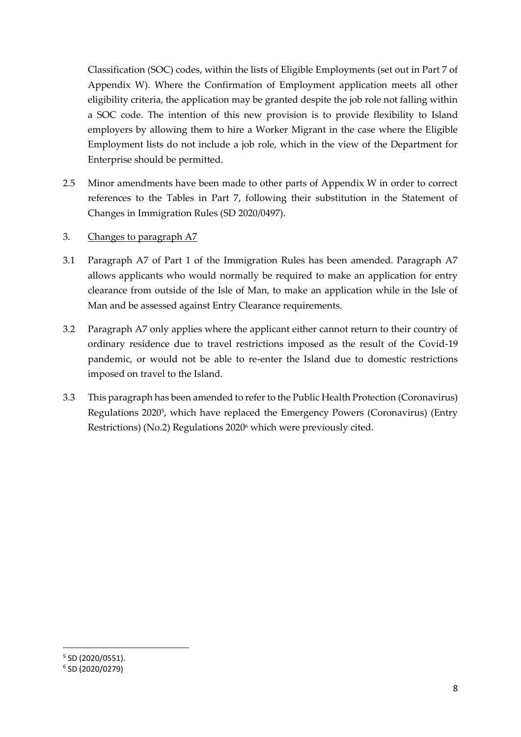Classification (SOC) codes, within the lists of Eligible Employments (set out in Part 7 of Appendix W). Where the Confirmation of Employment application meets all other eligibility criteria, the application may be granted despite the job role not falling within a SOC code. The intention of this new provision is to provide flexibility to Island employers by allowing them to hire a Worker Migrant in the case where the Eligible Employment lists do not include a job role, which in the view of the Department for Enterprise should be permitted.

2.5 Minor amendments have been made to other parts of Appendix W in order to correct references to the Tables in Part 7, following their substitution in the Statement of Changes in Immigration Rules (SD 2020/0497).

3. <u>Changes to paragraph A7</u>

3.1 Paragraph A7 of Part 1 of the Immigration Rules has been amended. Paragraph A7 allows applicants who would normally be required to make an application for entry clearance from outside of the Isle of Man, to make an application while in the Isle of Man and be assessed against Entry Clearance requirements.

3.2 Paragraph A7 only applies where the applicant either cannot return to their country of ordinary residence due to travel restrictions imposed as the result of the Covid-19 pandemic, or would not be able to re-enter the Island due to domestic restrictions imposed on travel to the Island.

3.3 This paragraph has been amended to refer to the Public Health Protection (Coronavirus) Regulations 2020[5], which have replaced the Emergency Powers (Coronavirus) (Entry Restrictions) (No.2) Regulations 2020[6] which were previously cited.

---

[5] SD (2020/0551).

[6] SD (2020/0279)